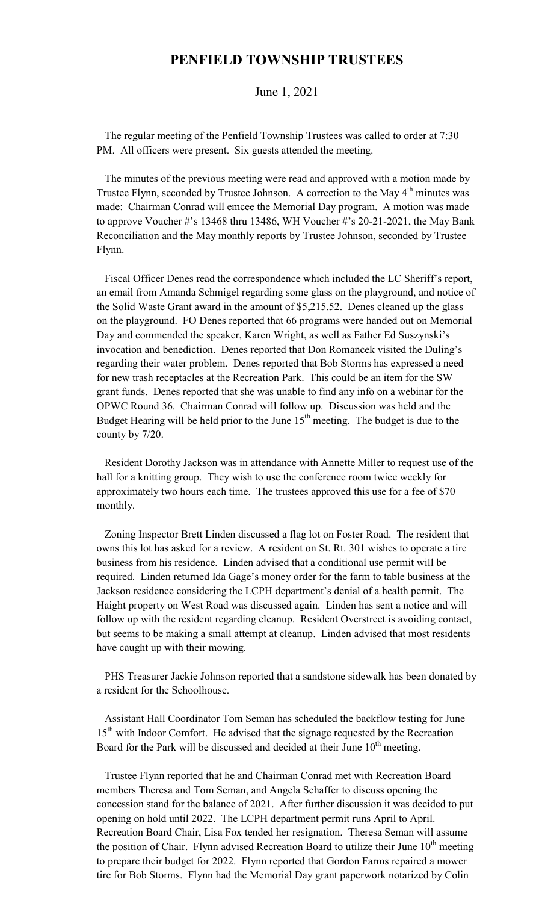# PENFIELD TOWNSHIP TRUSTEES

June 1, 2021

The regular meeting of the Penfield Township Trustees was called to order at 7:30 PM. All officers were present. Six guests attended the meeting.

The minutes of the previous meeting were read and approved with a motion made by Trustee Flynn, seconded by Trustee Johnson. A correction to the May 4th minutes was made: Chairman Conrad will emcee the Memorial Day program. A motion was made to approve Voucher #'s 13468 thru 13486, WH Voucher #'s 20-21-2021, the May Bank Reconciliation and the May monthly reports by Trustee Johnson, seconded by Trustee Flynn.

Fiscal Officer Denes read the correspondence which included the LC Sheriff's report, an email from Amanda Schmigel regarding some glass on the playground, and notice of the Solid Waste Grant award in the amount of $5,215.52. Denes cleaned up the glass on the playground. FO Denes reported that 66 programs were handed out on Memorial Day and commended the speaker, Karen Wright, as well as Father Ed Suszynski's invocation and benediction. Denes reported that Don Romancek visited the Duling's regarding their water problem. Denes reported that Bob Storms has expressed a need for new trash receptacles at the Recreation Park. This could be an item for the SW grant funds. Denes reported that she was unable to find any info on a webinar for the OPWC Round 36. Chairman Conrad will follow up. Discussion was held and the Budget Hearing will be held prior to the June 15th meeting. The budget is due to the county by 7/20.

Resident Dorothy Jackson was in attendance with Annette Miller to request use of the hall for a knitting group. They wish to use the conference room twice weekly for approximately two hours each time. The trustees approved this use for a fee of $70 monthly.

Zoning Inspector Brett Linden discussed a flag lot on Foster Road. The resident that owns this lot has asked for a review. A resident on St. Rt. 301 wishes to operate a tire business from his residence. Linden advised that a conditional use permit will be required. Linden returned Ida Gage's money order for the farm to table business at the Jackson residence considering the LCPH department's denial of a health permit. The Haight property on West Road was discussed again. Linden has sent a notice and will follow up with the resident regarding cleanup. Resident Overstreet is avoiding contact, but seems to be making a small attempt at cleanup. Linden advised that most residents have caught up with their mowing.

PHS Treasurer Jackie Johnson reported that a sandstone sidewalk has been donated by a resident for the Schoolhouse.

Assistant Hall Coordinator Tom Seman has scheduled the backflow testing for June 15th with Indoor Comfort. He advised that the signage requested by the Recreation Board for the Park will be discussed and decided at their June 10th meeting.

Trustee Flynn reported that he and Chairman Conrad met with Recreation Board members Theresa and Tom Seman, and Angela Schaffer to discuss opening the concession stand for the balance of 2021. After further discussion it was decided to put opening on hold until 2022. The LCPH department permit runs April to April. Recreation Board Chair, Lisa Fox tended her resignation. Theresa Seman will assume the position of Chair. Flynn advised Recreation Board to utilize their June 10th meeting to prepare their budget for 2022. Flynn reported that Gordon Farms repaired a mower tire for Bob Storms. Flynn had the Memorial Day grant paperwork notarized by Colin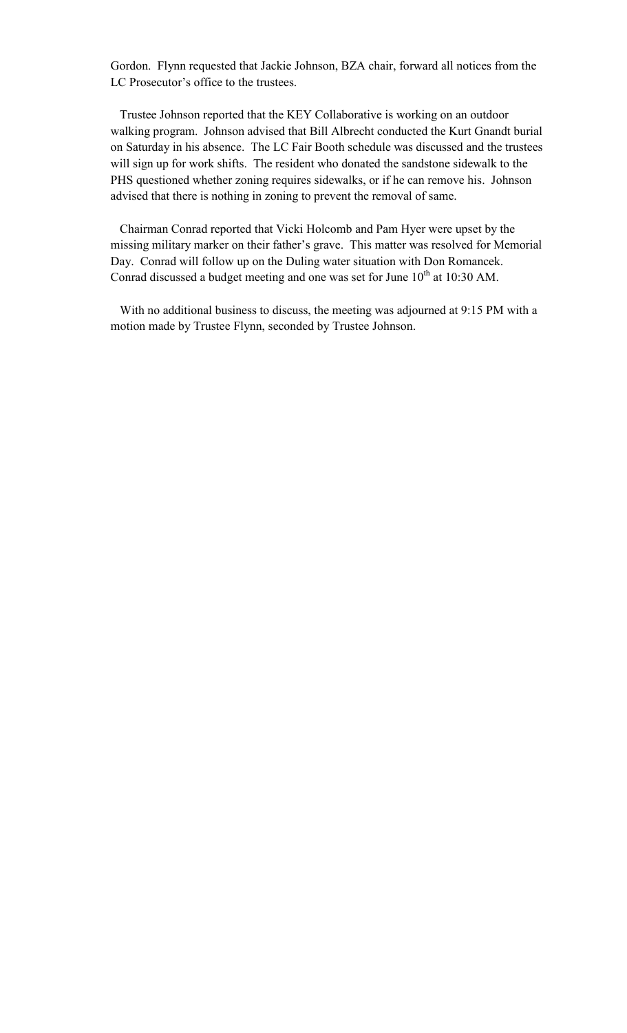Gordon. Flynn requested that Jackie Johnson, BZA chair, forward all notices from the LC Prosecutor's office to the trustees.

Trustee Johnson reported that the KEY Collaborative is working on an outdoor walking program. Johnson advised that Bill Albrecht conducted the Kurt Gnandt burial on Saturday in his absence. The LC Fair Booth schedule was discussed and the trustees will sign up for work shifts. The resident who donated the sandstone sidewalk to the PHS questioned whether zoning requires sidewalks, or if he can remove his. Johnson advised that there is nothing in zoning to prevent the removal of same.

Chairman Conrad reported that Vicki Holcomb and Pam Hyer were upset by the missing military marker on their father's grave. This matter was resolved for Memorial Day. Conrad will follow up on the Duling water situation with Don Romancek. Conrad discussed a budget meeting and one was set for June 10th at 10:30 AM.

With no additional business to discuss, the meeting was adjourned at 9:15 PM with a motion made by Trustee Flynn, seconded by Trustee Johnson.